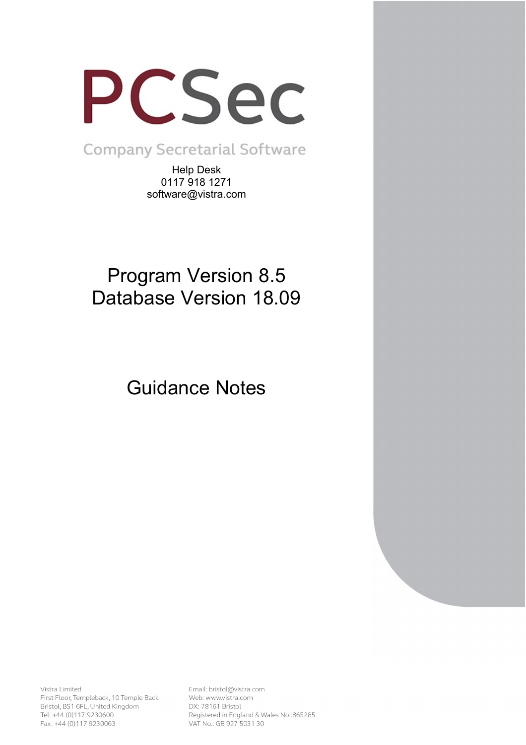# PCSec

Company Secretarial Software

Help Desk
0117 918 1271
software@vistra.com

## Program Version 8.5
## Database Version 18.09

## Guidance Notes

Vistra Limited
First Floor, Templeback, 10 Temple Back
Bristol, BS1 6FL, United Kingdom
Tel: +44 (0)117 9230600
Fax: +44 (0)117 9230063

Email: bristol@vistra.com
Web: www.vistra.com
DX: 78161 Bristol
Registered in England & Wales No.:865285
VAT No.: GB 927 5031 30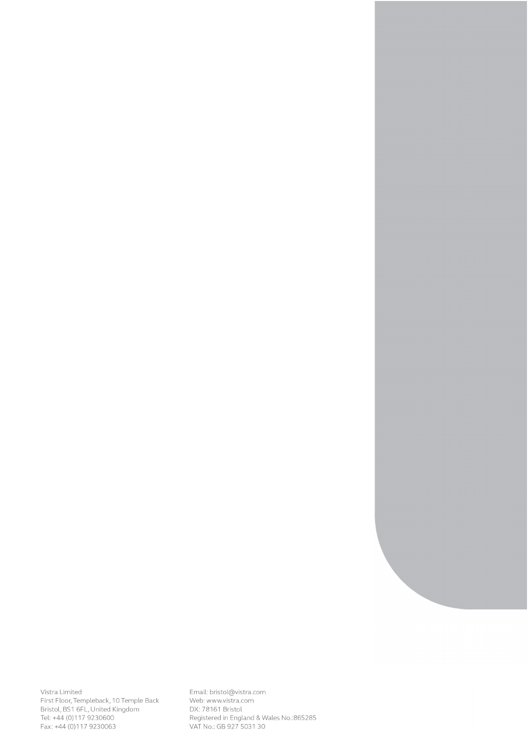Vistra Limited
First Floor, Templeback, 10 Temple Back
Bristol, BS1 6FL, United Kingdom
Tel: +44 (0)117 9230600
Fax: +44 (0)117 9230063

Email: bristol@vistra.com
Web: www.vistra.com
DX: 78161 Bristol
Registered in England & Wales No.:865285
VAT No.: GB 927 5031 30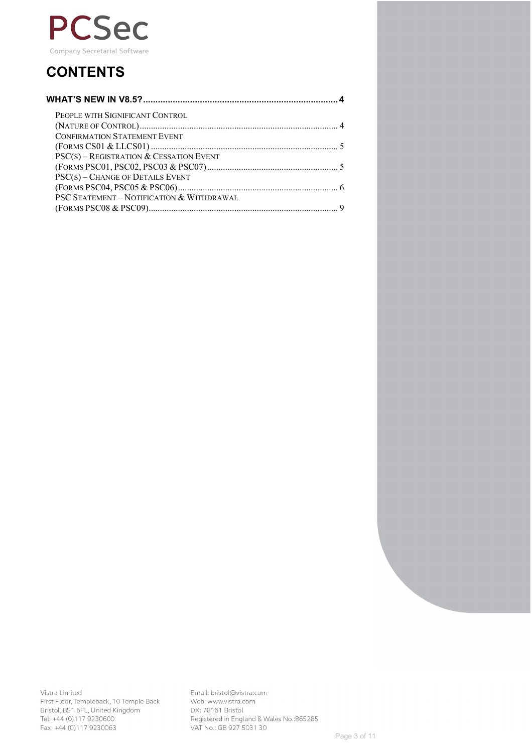PCSec

Company Secretarial Software

# CONTENTS

**WHAT'S NEW IN V8.5? .......... 4**

- PEOPLE WITH SIGNIFICANT CONTROL (NATURE OF CONTROL) .......... 4
- CONFIRMATION STATEMENT EVENT (FORMS CS01 & LLCS01) .......... 5
- PSC(S) – REGISTRATION & CESSATION EVENT (FORMS PSC01, PSC02, PSC03 & PSC07) .......... 5
- PSC(S) – CHANGE OF DETAILS EVENT (FORMS PSC04, PSC05 & PSC06) .......... 6
- PSC STATEMENT – NOTIFICATION & WITHDRAWAL (FORMS PSC08 & PSC09) .......... 9

Vistra Limited
First Floor, Templeback, 10 Temple Back
Bristol, BS1 6FL, United Kingdom
Tel: +44 (0)117 9230600
Fax: +44 (0)117 9230063

Email: bristol@vistra.com
Web: www.vistra.com
DX: 78161 Bristol
Registered in England & Wales No.:865285
VAT No.: GB 927 5031 30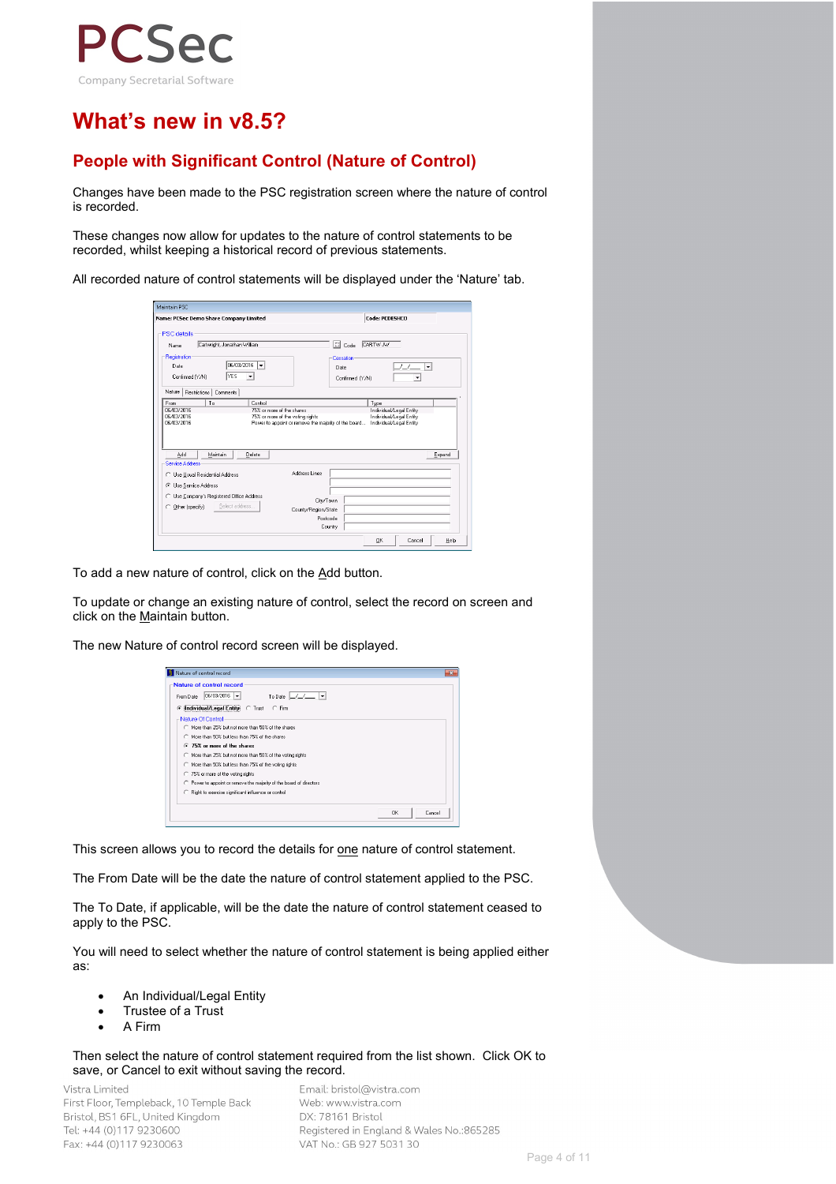# What's new in v8.5?

## People with Significant Control (Nature of Control)

Changes have been made to the PSC registration screen where the nature of control is recorded.

These changes now allow for updates to the nature of control statements to be recorded, whilst keeping a historical record of previous statements.

All recorded nature of control statements will be displayed under the 'Nature' tab.

To add a new nature of control, click on the Add button.

To update or change an existing nature of control, select the record on screen and click on the Maintain button.

The new Nature of control record screen will be displayed.

This screen allows you to record the details for one nature of control statement.

The From Date will be the date the nature of control statement applied to the PSC.

The To Date, if applicable, will be the date the nature of control statement ceased to apply to the PSC.

You will need to select whether the nature of control statement is being applied either as:

- An Individual/Legal Entity
- Trustee of a Trust
- A Firm

Then select the nature of control statement required from the list shown. Click OK to save, or Cancel to exit without saving the record.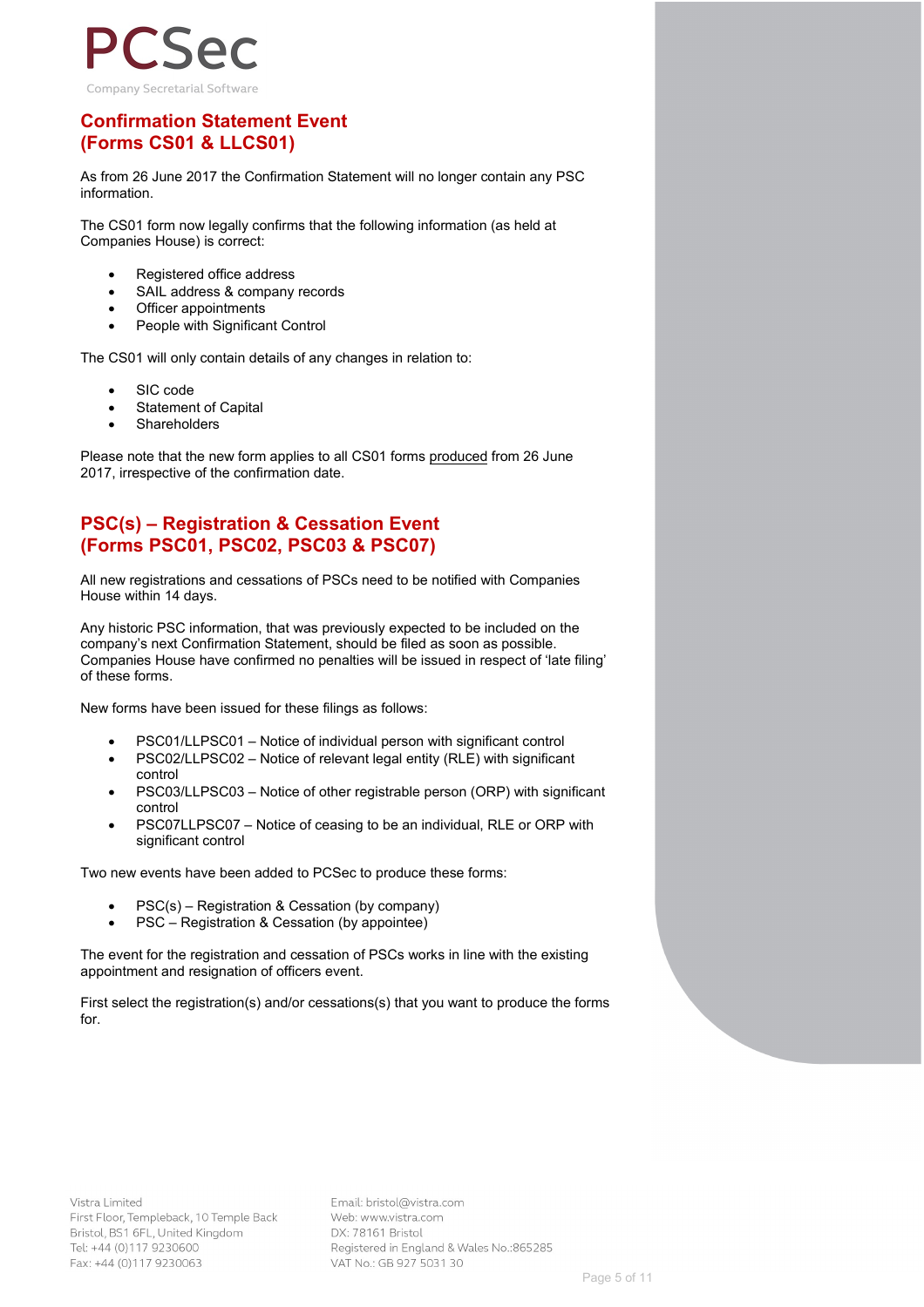## Confirmation Statement Event (Forms CS01 & LLCS01)

As from 26 June 2017 the Confirmation Statement will no longer contain any PSC information.

The CS01 form now legally confirms that the following information (as held at Companies House) is correct:

- Registered office address
- SAIL address & company records
- Officer appointments
- People with Significant Control

The CS01 will only contain details of any changes in relation to:

- SIC code
- Statement of Capital
- Shareholders

Please note that the new form applies to all CS01 forms produced from 26 June 2017, irrespective of the confirmation date.

## PSC(s) – Registration & Cessation Event (Forms PSC01, PSC02, PSC03 & PSC07)

All new registrations and cessations of PSCs need to be notified with Companies House within 14 days.

Any historic PSC information, that was previously expected to be included on the company's next Confirmation Statement, should be filed as soon as possible. Companies House have confirmed no penalties will be issued in respect of 'late filing' of these forms.

New forms have been issued for these filings as follows:

- PSC01/LLPSC01 – Notice of individual person with significant control
- PSC02/LLPSC02 – Notice of relevant legal entity (RLE) with significant control
- PSC03/LLPSC03 – Notice of other registrable person (ORP) with significant control
- PSC07LLPSC07 – Notice of ceasing to be an individual, RLE or ORP with significant control

Two new events have been added to PCSec to produce these forms:

- PSC(s) – Registration & Cessation (by company)
- PSC – Registration & Cessation (by appointee)

The event for the registration and cessation of PSCs works in line with the existing appointment and resignation of officers event.

First select the registration(s) and/or cessations(s) that you want to produce the forms for.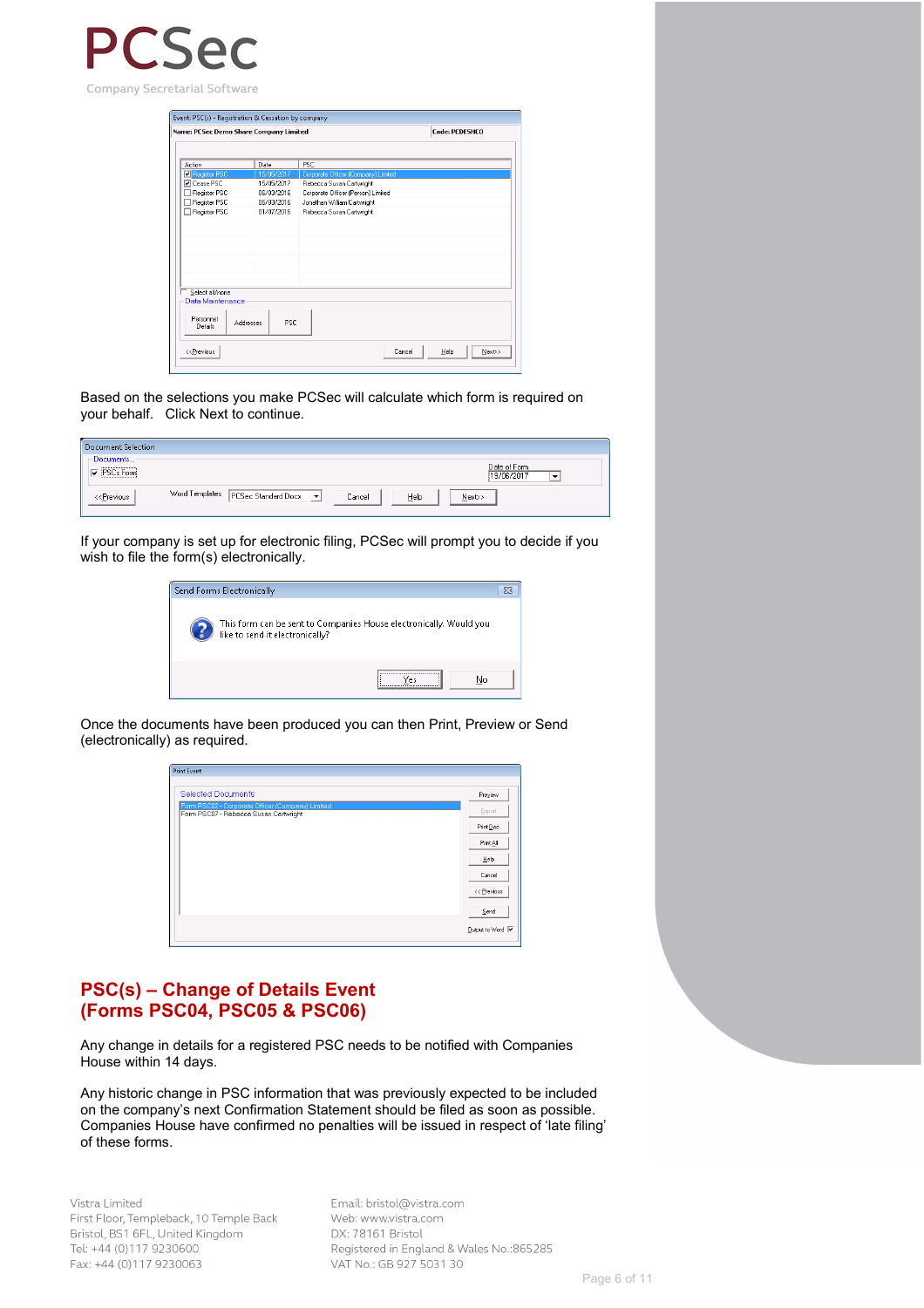Based on the selections you make PCSec will calculate which form is required on your behalf. Click Next to continue.

If your company is set up for electronic filing, PCSec will prompt you to decide if you wish to file the form(s) electronically.

Once the documents have been produced you can then Print, Preview or Send (electronically) as required.

## PSC(s) – Change of Details Event (Forms PSC04, PSC05 & PSC06)

Any change in details for a registered PSC needs to be notified with Companies House within 14 days.

Any historic change in PSC information that was previously expected to be included on the company's next Confirmation Statement should be filed as soon as possible. Companies House have confirmed no penalties will be issued in respect of 'late filing' of these forms.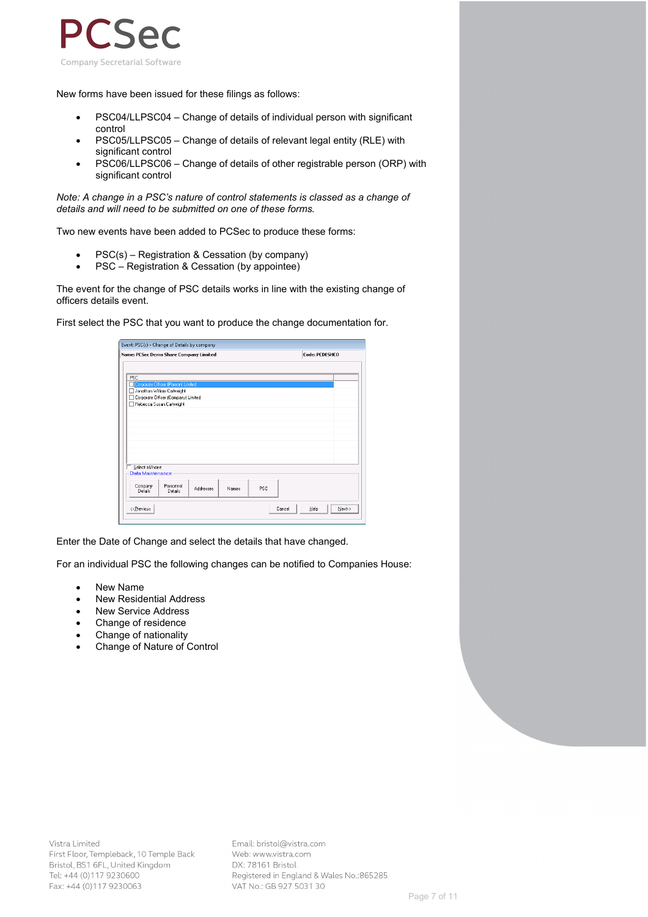New forms have been issued for these filings as follows:

- PSC04/LLPSC04 – Change of details of individual person with significant control
- PSC05/LLPSC05 – Change of details of relevant legal entity (RLE) with significant control
- PSC06/LLPSC06 – Change of details of other registrable person (ORP) with significant control

*Note: A change in a PSC's nature of control statements is classed as a change of details and will need to be submitted on one of these forms.*

Two new events have been added to PCSec to produce these forms:

- PSC(s) – Registration & Cessation (by company)
- PSC – Registration & Cessation (by appointee)

The event for the change of PSC details works in line with the existing change of officers details event.

First select the PSC that you want to produce the change documentation for.

Enter the Date of Change and select the details that have changed.

For an individual PSC the following changes can be notified to Companies House:

- New Name
- New Residential Address
- New Service Address
- Change of residence
- Change of nationality
- Change of Nature of Control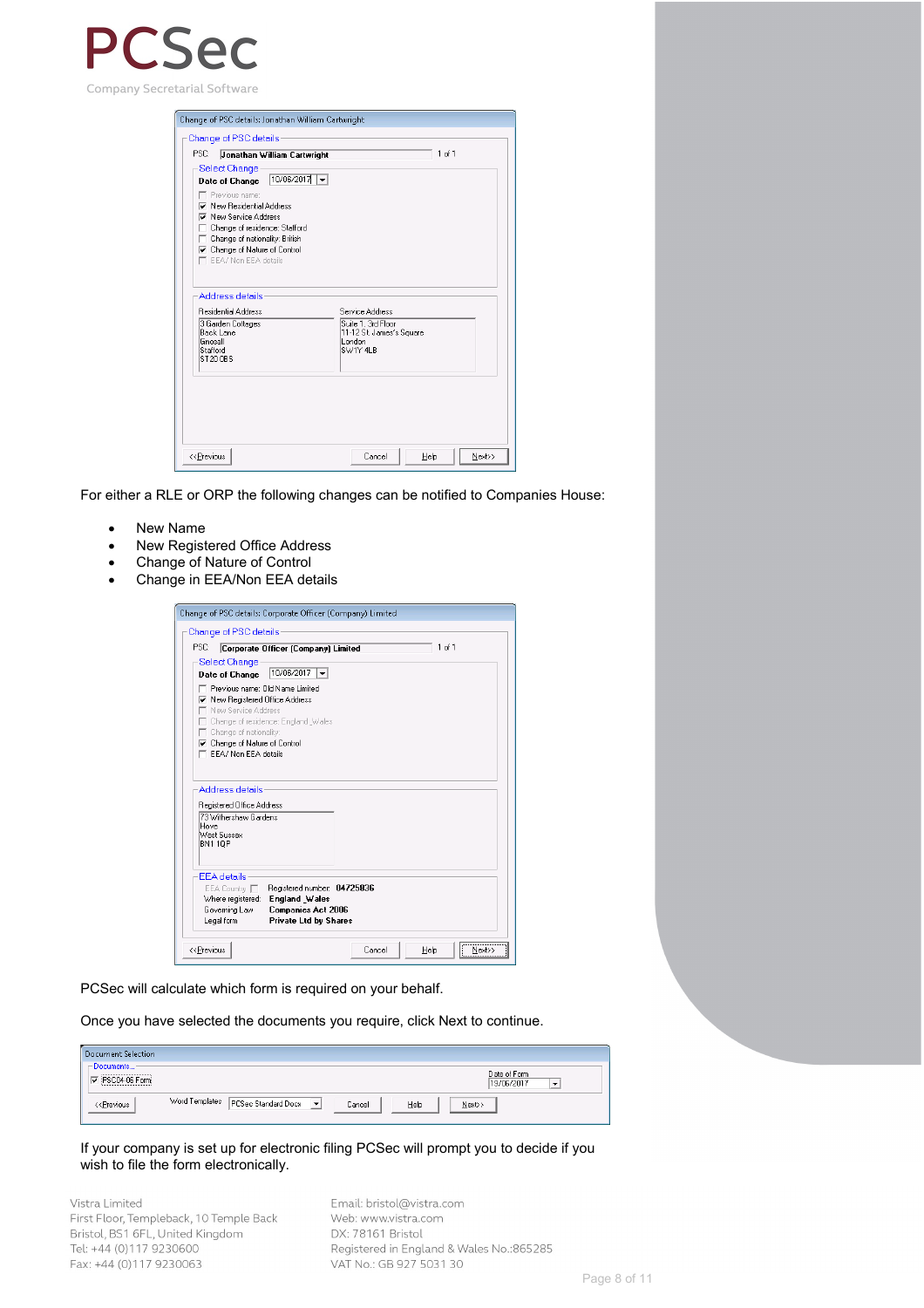For either a RLE or ORP the following changes can be notified to Companies House:

- New Name
- New Registered Office Address
- Change of Nature of Control
- Change in EEA/Non EEA details

PCSec will calculate which form is required on your behalf.

Once you have selected the documents you require, click Next to continue.

If your company is set up for electronic filing PCSec will prompt you to decide if you wish to file the form electronically.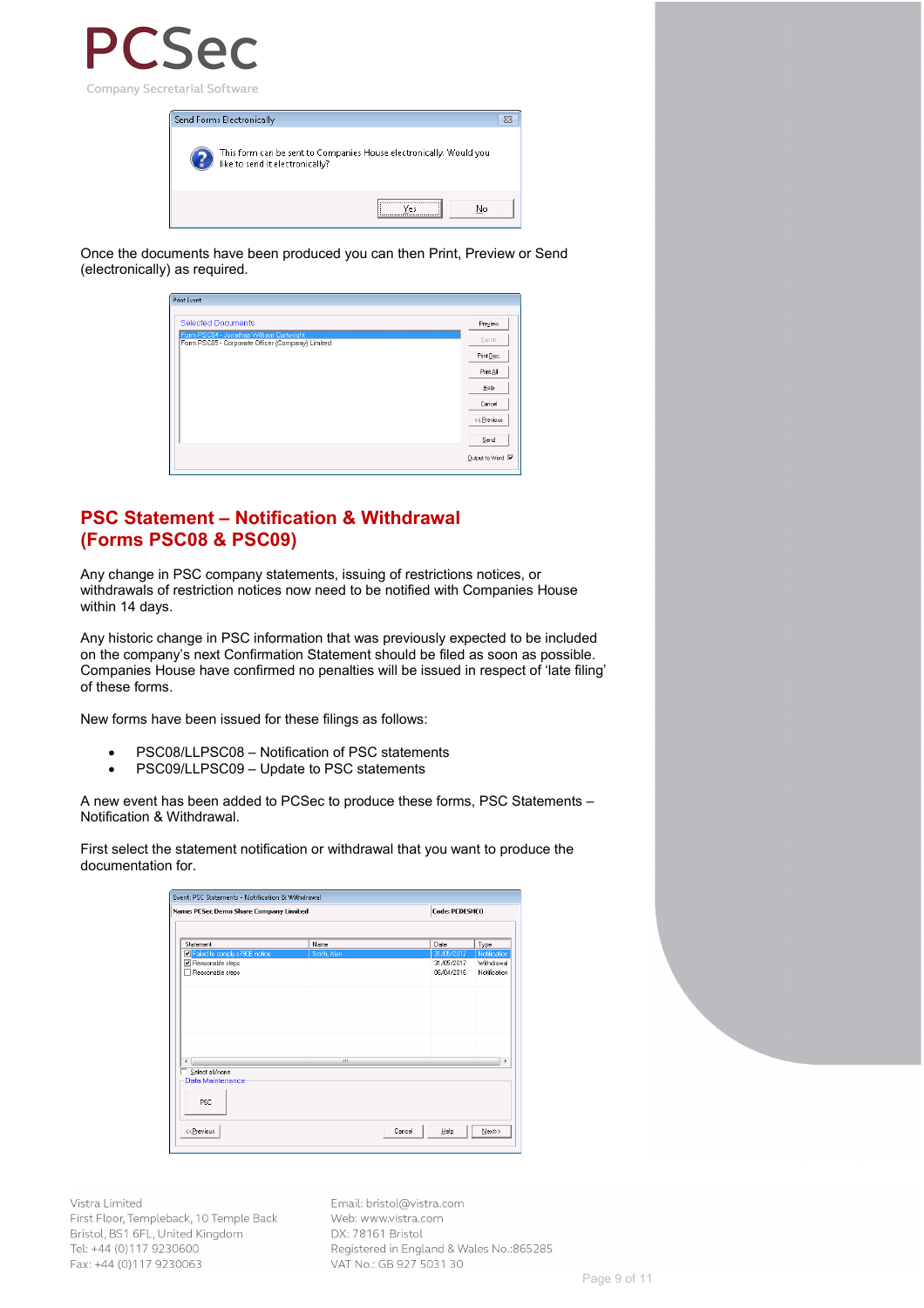Once the documents have been produced you can then Print, Preview or Send (electronically) as required.

## PSC Statement – Notification & Withdrawal (Forms PSC08 & PSC09)

Any change in PSC company statements, issuing of restrictions notices, or withdrawals of restriction notices now need to be notified with Companies House within 14 days.

Any historic change in PSC information that was previously expected to be included on the company's next Confirmation Statement should be filed as soon as possible. Companies House have confirmed no penalties will be issued in respect of 'late filing' of these forms.

New forms have been issued for these filings as follows:

- PSC08/LLPSC08 – Notification of PSC statements
- PSC09/LLPSC09 – Update to PSC statements

A new event has been added to PCSec to produce these forms, PSC Statements – Notification & Withdrawal.

First select the statement notification or withdrawal that you want to produce the documentation for.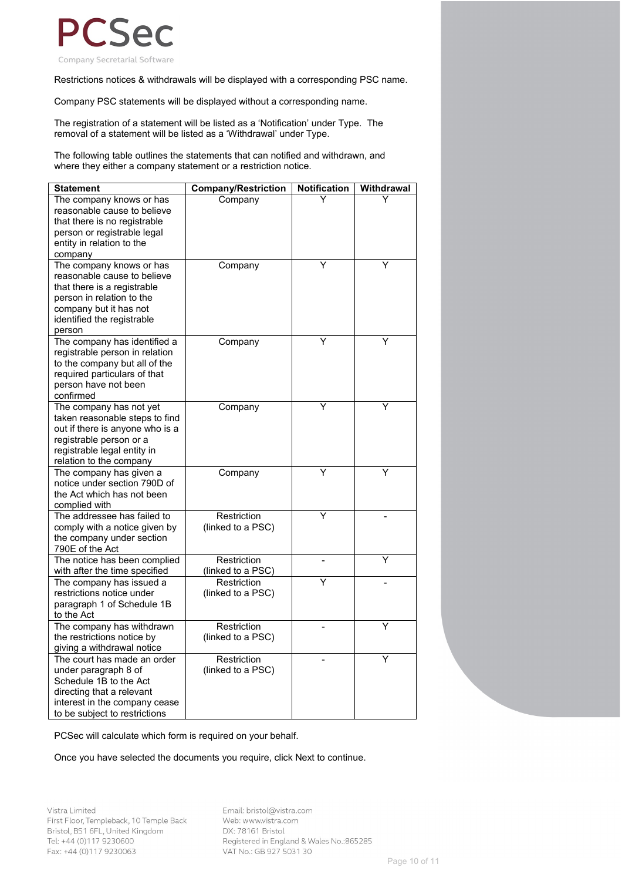Restrictions notices & withdrawals will be displayed with a corresponding PSC name.

Company PSC statements will be displayed without a corresponding name.

The registration of a statement will be listed as a 'Notification' under Type. The removal of a statement will be listed as a 'Withdrawal' under Type.

The following table outlines the statements that can notified and withdrawn, and where they either a company statement or a restriction notice.

| Statement | Company/Restriction | Notification | Withdrawal |
|---|---|---|---|
| The company knows or has reasonable cause to believe that there is no registrable person or registrable legal entity in relation to the company | Company | Y | Y |
| The company knows or has reasonable cause to believe that there is a registrable person in relation to the company but it has not identified the registrable person | Company | Y | Y |
| The company has identified a registrable person in relation to the company but all of the required particulars of that person have not been confirmed | Company | Y | Y |
| The company has not yet taken reasonable steps to find out if there is anyone who is a registrable person or a registrable legal entity in relation to the company | Company | Y | Y |
| The company has given a notice under section 790D of the Act which has not been complied with | Company | Y | Y |
| The addressee has failed to comply with a notice given by the company under section 790E of the Act | Restriction (linked to a PSC) | Y | - |
| The notice has been complied with after the time specified | Restriction (linked to a PSC) | - | Y |
| The company has issued a restrictions notice under paragraph 1 of Schedule 1B to the Act | Restriction (linked to a PSC) | Y | - |
| The company has withdrawn the restrictions notice by giving a withdrawal notice | Restriction (linked to a PSC) | - | Y |
| The court has made an order under paragraph 8 of Schedule 1B to the Act directing that a relevant interest in the company cease to be subject to restrictions | Restriction (linked to a PSC) | - | Y |

PCSec will calculate which form is required on your behalf.

Once you have selected the documents you require, click Next to continue.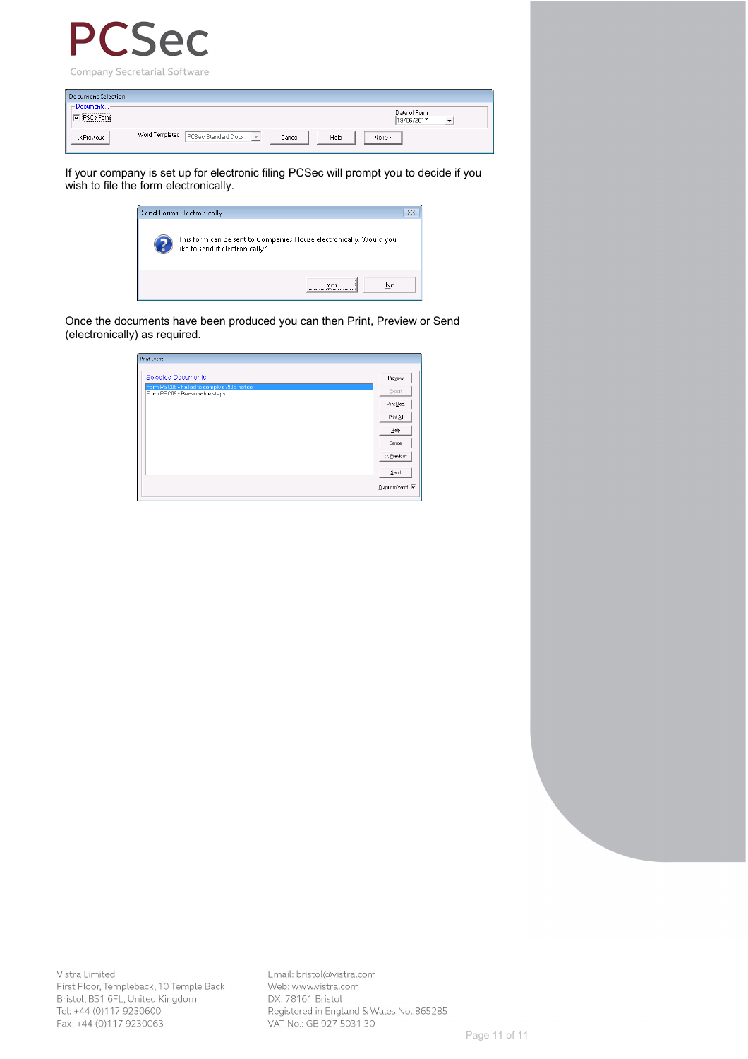If your company is set up for electronic filing PCSec will prompt you to decide if you wish to file the form electronically.

Once the documents have been produced you can then Print, Preview or Send (electronically) as required.